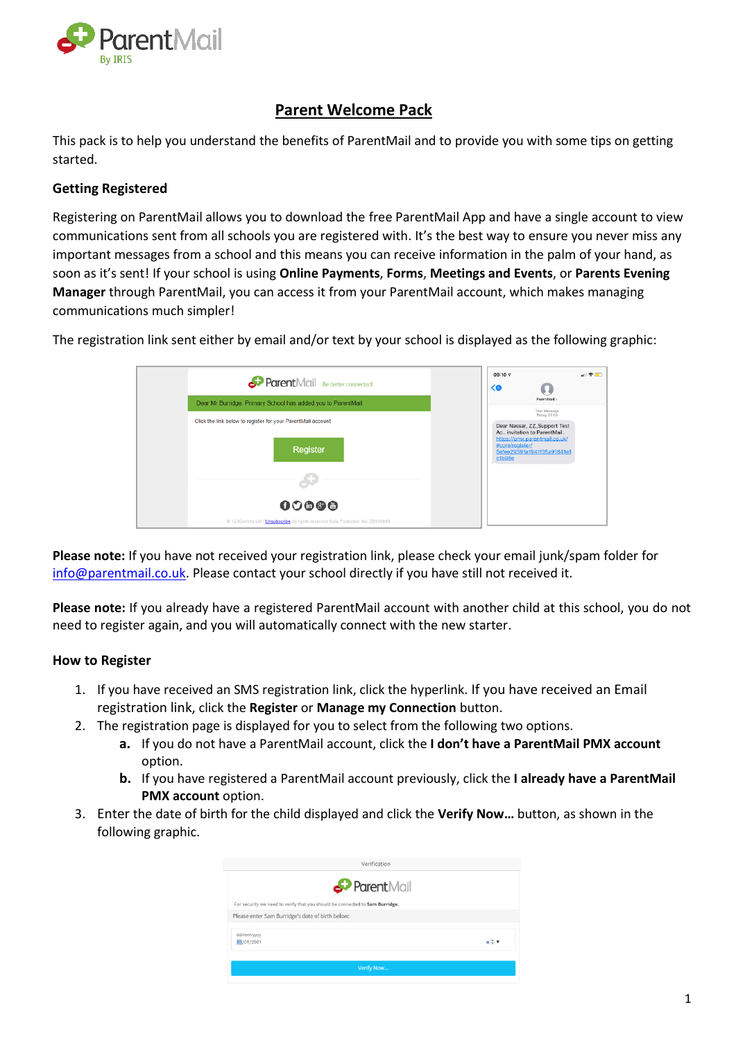# Parent Welcome Pack

This pack is to help you understand the benefits of ParentMail and to provide you with some tips on getting started.

### Getting Registered

Registering on ParentMail allows you to download the free ParentMail App and have a single account to view communications sent from all schools you are registered with. It's the best way to ensure you never miss any important messages from a school and this means you can receive information in the palm of your hand, as soon as it's sent! If your school is using **Online Payments**, **Forms**, **Meetings and Events**, or **Parents Evening Manager** through ParentMail, you can access it from your ParentMail account, which makes managing communications much simpler!

The registration link sent either by email and/or text by your school is displayed as the following graphic:

**Please note:** If you have not received your registration link, please check your email junk/spam folder for info@parentmail.co.uk. Please contact your school directly if you have still not received it.

**Please note:** If you already have a registered ParentMail account with another child at this school, you do not need to register again, and you will automatically connect with the new starter.

### How to Register

1. If you have received an SMS registration link, click the hyperlink. If you have received an Email registration link, click the **Register** or **Manage my Connection** button.
2. The registration page is displayed for you to select from the following two options.
   a. If you do not have a ParentMail account, click the **I don't have a ParentMail PMX account** option.
   b. If you have registered a ParentMail account previously, click the **I already have a ParentMail PMX account** option.
3. Enter the date of birth for the child displayed and click the **Verify Now…** button, as shown in the following graphic.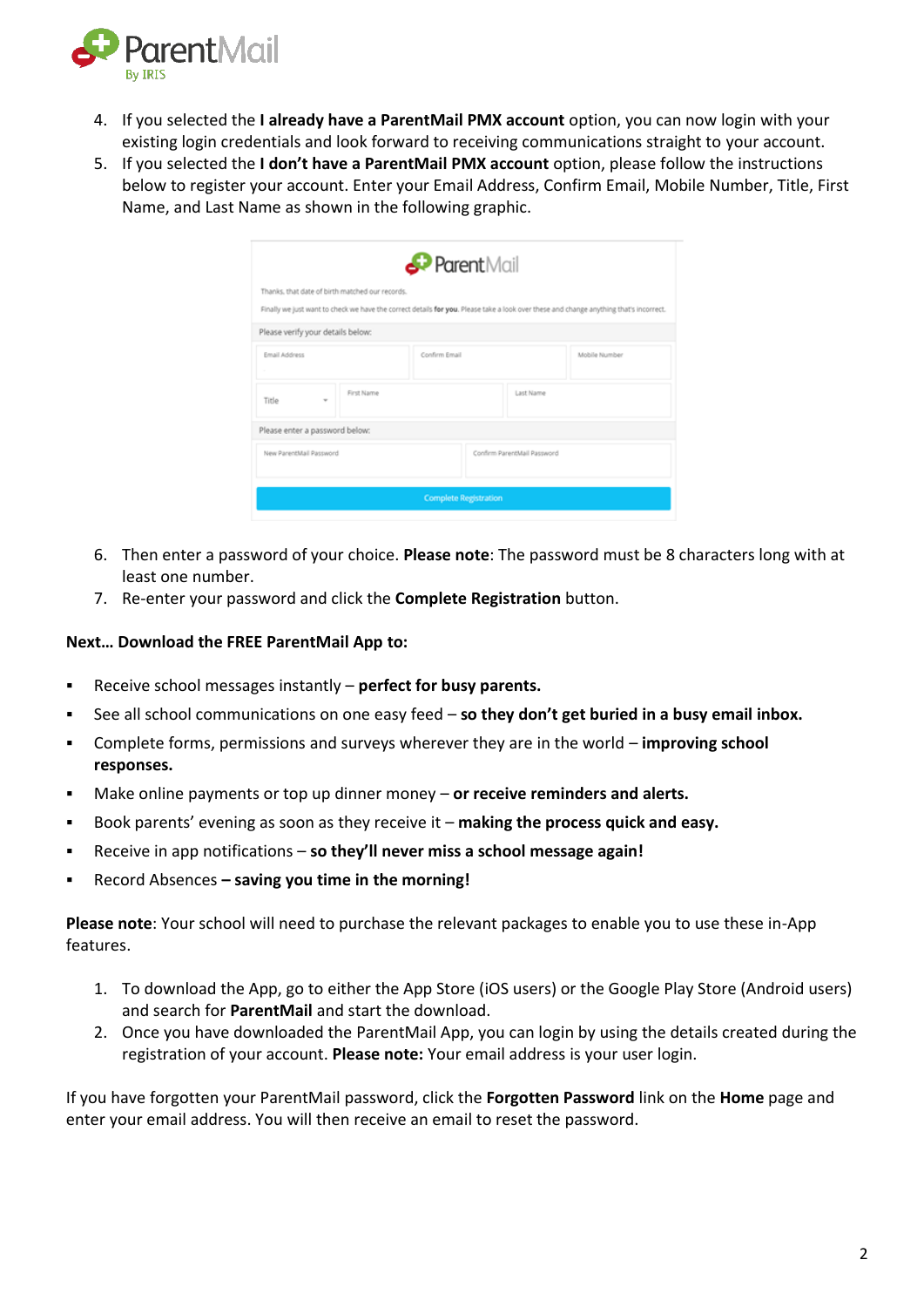4. If you selected the **I already have a ParentMail PMX account** option, you can now login with your existing login credentials and look forward to receiving communications straight to your account.
5. If you selected the **I don't have a ParentMail PMX account** option, please follow the instructions below to register your account. Enter your Email Address, Confirm Email, Mobile Number, Title, First Name, and Last Name as shown in the following graphic.

6. Then enter a password of your choice. **Please note**: The password must be 8 characters long with at least one number.
7. Re-enter your password and click the **Complete Registration** button.

**Next… Download the FREE ParentMail App to:**

- Receive school messages instantly – **perfect for busy parents.**
- See all school communications on one easy feed – **so they don't get buried in a busy email inbox.**
- Complete forms, permissions and surveys wherever they are in the world – **improving school responses.**
- Make online payments or top up dinner money – **or receive reminders and alerts.**
- Book parents' evening as soon as they receive it – **making the process quick and easy.**
- Receive in app notifications – **so they'll never miss a school message again!**
- Record Absences **– saving you time in the morning!**

**Please note**: Your school will need to purchase the relevant packages to enable you to use these in-App features.

1. To download the App, go to either the App Store (iOS users) or the Google Play Store (Android users) and search for **ParentMail** and start the download.
2. Once you have downloaded the ParentMail App, you can login by using the details created during the registration of your account. **Please note:** Your email address is your user login.

If you have forgotten your ParentMail password, click the **Forgotten Password** link on the **Home** page and enter your email address. You will then receive an email to reset the password.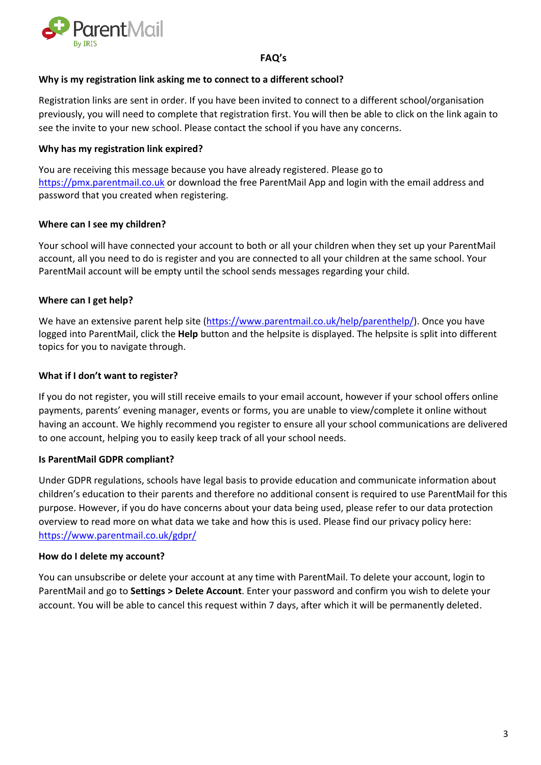## FAQ's

**Why is my registration link asking me to connect to a different school?**

Registration links are sent in order. If you have been invited to connect to a different school/organisation previously, you will need to complete that registration first. You will then be able to click on the link again to see the invite to your new school. Please contact the school if you have any concerns.

**Why has my registration link expired?**

You are receiving this message because you have already registered. Please go to https://pmx.parentmail.co.uk or download the free ParentMail App and login with the email address and password that you created when registering.

**Where can I see my children?**

Your school will have connected your account to both or all your children when they set up your ParentMail account, all you need to do is register and you are connected to all your children at the same school. Your ParentMail account will be empty until the school sends messages regarding your child.

**Where can I get help?**

We have an extensive parent help site (https://www.parentmail.co.uk/help/parenthelp/). Once you have logged into ParentMail, click the **Help** button and the helpsite is displayed. The helpsite is split into different topics for you to navigate through.

**What if I don't want to register?**

If you do not register, you will still receive emails to your email account, however if your school offers online payments, parents' evening manager, events or forms, you are unable to view/complete it online without having an account. We highly recommend you register to ensure all your school communications are delivered to one account, helping you to easily keep track of all your school needs.

**Is ParentMail GDPR compliant?**

Under GDPR regulations, schools have legal basis to provide education and communicate information about children's education to their parents and therefore no additional consent is required to use ParentMail for this purpose. However, if you do have concerns about your data being used, please refer to our data protection overview to read more on what data we take and how this is used. Please find our privacy policy here: https://www.parentmail.co.uk/gdpr/

**How do I delete my account?**

You can unsubscribe or delete your account at any time with ParentMail. To delete your account, login to ParentMail and go to **Settings > Delete Account**. Enter your password and confirm you wish to delete your account. You will be able to cancel this request within 7 days, after which it will be permanently deleted.